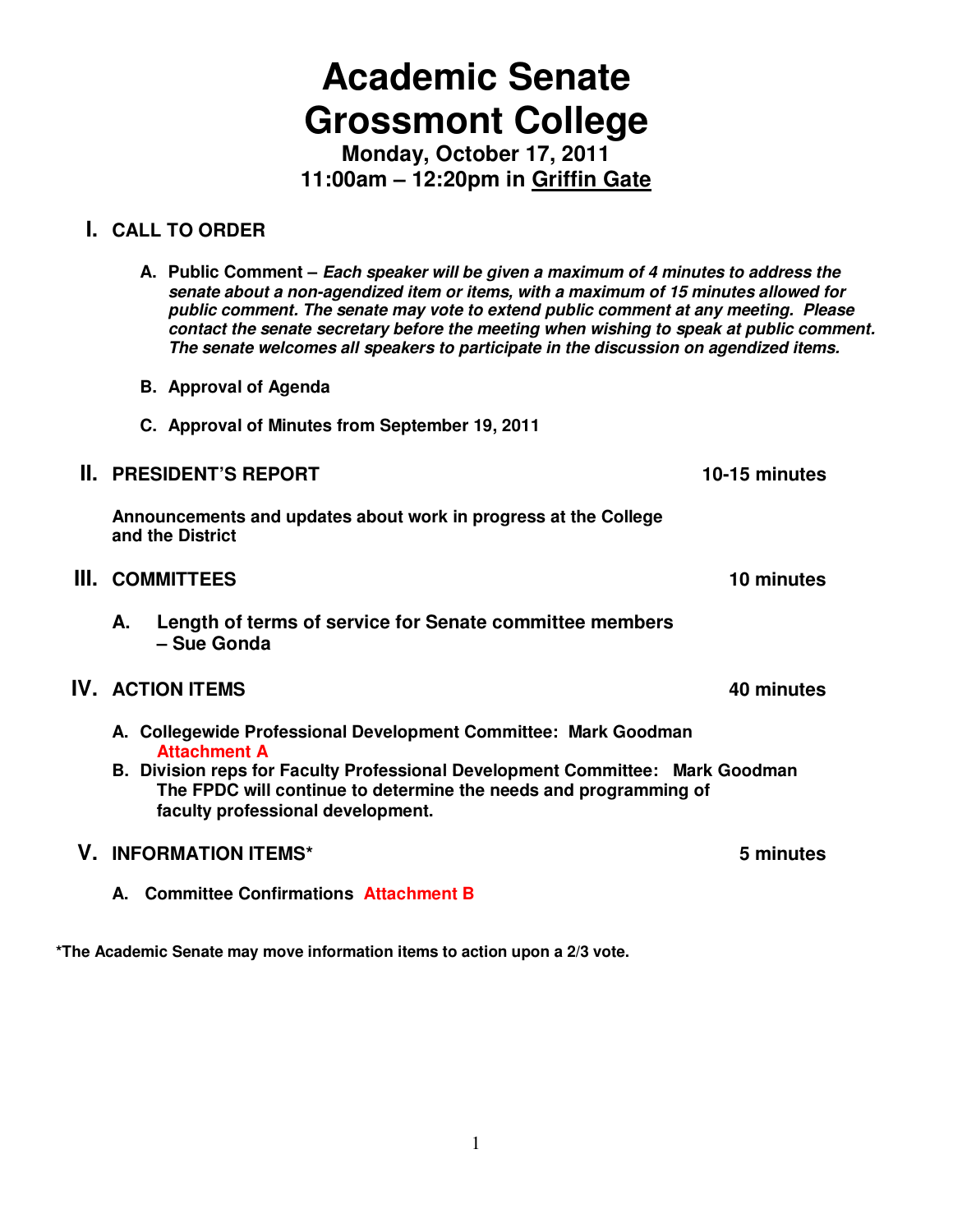# Academic Senate
# Grossmont College

**Monday, October 17, 2011**
**11:00am – 12:20pm in Griffin Gate**

## I. CALL TO ORDER

A. **Public Comment –** ***Each speaker will be given a maximum of 4 minutes to address the senate about a non-agendized item or items, with a maximum of 15 minutes allowed for public comment. The senate may vote to extend public comment at any meeting. Please contact the senate secretary before the meeting when wishing to speak at public comment. The senate welcomes all speakers to participate in the discussion on agendized items.***

B. **Approval of Agenda**

C. **Approval of Minutes from September 19, 2011**

## II. PRESIDENT'S REPORT — 10-15 minutes

**Announcements and updates about work in progress at the College and the District**

## III. COMMITTEES — 10 minutes

A. **Length of terms of service for Senate committee members – Sue Gonda**

## IV. ACTION ITEMS — 40 minutes

A. **Collegewide Professional Development Committee: Mark Goodman**
**Attachment A**

B. **Division reps for Faculty Professional Development Committee: Mark Goodman**
**The FPDC will continue to determine the needs and programming of faculty professional development.**

## V. INFORMATION ITEMS* — 5 minutes

A. **Committee Confirmations Attachment B**

**\*The Academic Senate may move information items to action upon a 2/3 vote.**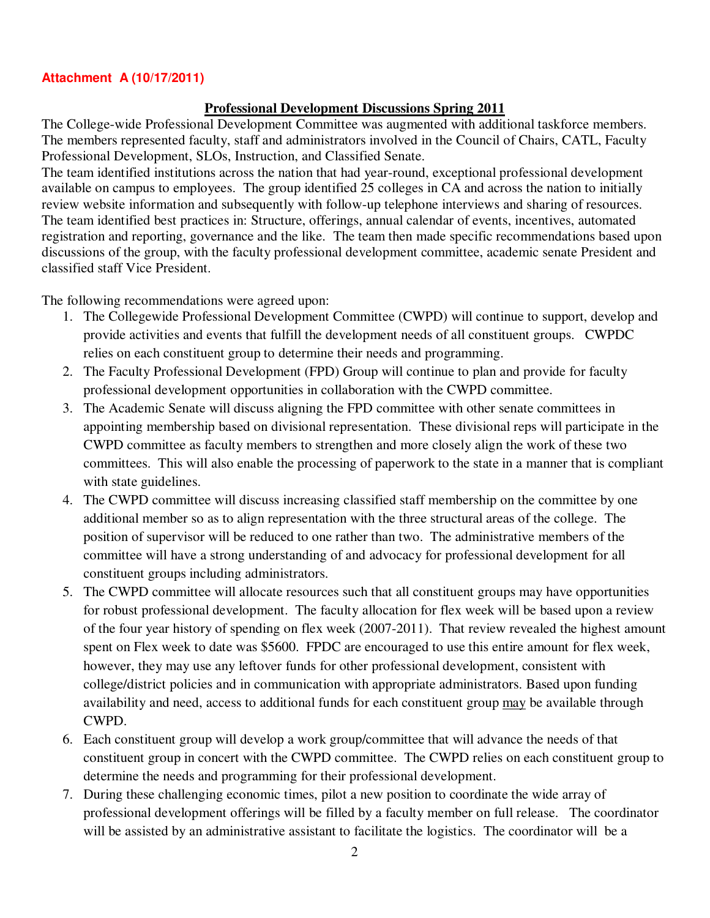**Attachment A (10/17/2011)**

## Professional Development Discussions Spring 2011

The College-wide Professional Development Committee was augmented with additional taskforce members. The members represented faculty, staff and administrators involved in the Council of Chairs, CATL, Faculty Professional Development, SLOs, Instruction, and Classified Senate.

The team identified institutions across the nation that had year-round, exceptional professional development available on campus to employees. The group identified 25 colleges in CA and across the nation to initially review website information and subsequently with follow-up telephone interviews and sharing of resources. The team identified best practices in: Structure, offerings, annual calendar of events, incentives, automated registration and reporting, governance and the like. The team then made specific recommendations based upon discussions of the group, with the faculty professional development committee, academic senate President and classified staff Vice President.

The following recommendations were agreed upon:

1. The Collegewide Professional Development Committee (CWPD) will continue to support, develop and provide activities and events that fulfill the development needs of all constituent groups. CWPDC relies on each constituent group to determine their needs and programming.
2. The Faculty Professional Development (FPD) Group will continue to plan and provide for faculty professional development opportunities in collaboration with the CWPD committee.
3. The Academic Senate will discuss aligning the FPD committee with other senate committees in appointing membership based on divisional representation. These divisional reps will participate in the CWPD committee as faculty members to strengthen and more closely align the work of these two committees. This will also enable the processing of paperwork to the state in a manner that is compliant with state guidelines.
4. The CWPD committee will discuss increasing classified staff membership on the committee by one additional member so as to align representation with the three structural areas of the college. The position of supervisor will be reduced to one rather than two. The administrative members of the committee will have a strong understanding of and advocacy for professional development for all constituent groups including administrators.
5. The CWPD committee will allocate resources such that all constituent groups may have opportunities for robust professional development. The faculty allocation for flex week will be based upon a review of the four year history of spending on flex week (2007-2011). That review revealed the highest amount spent on Flex week to date was $5600. FPDC are encouraged to use this entire amount for flex week, however, they may use any leftover funds for other professional development, consistent with college/district policies and in communication with appropriate administrators. Based upon funding availability and need, access to additional funds for each constituent group <u>may</u> be available through CWPD.
6. Each constituent group will develop a work group/committee that will advance the needs of that constituent group in concert with the CWPD committee. The CWPD relies on each constituent group to determine the needs and programming for their professional development.
7. During these challenging economic times, pilot a new position to coordinate the wide array of professional development offerings will be filled by a faculty member on full release. The coordinator will be assisted by an administrative assistant to facilitate the logistics. The coordinator will be a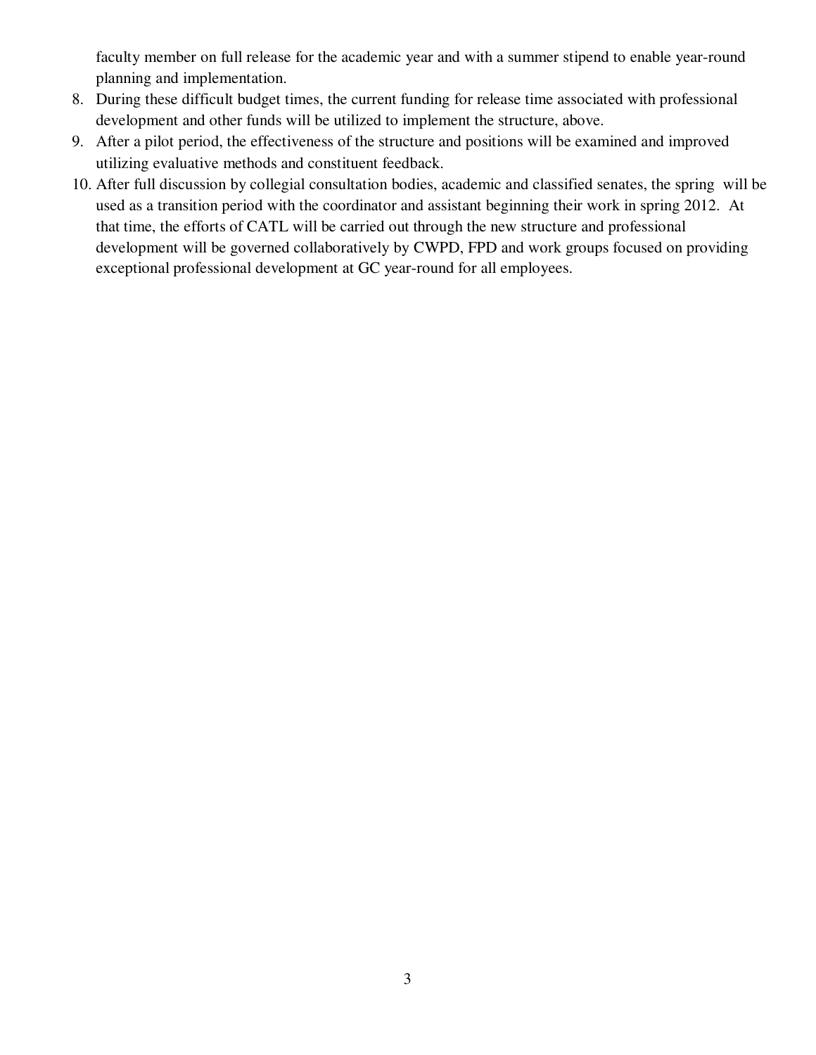faculty member on full release for the academic year and with a summer stipend to enable year-round planning and implementation.

8. During these difficult budget times, the current funding for release time associated with professional development and other funds will be utilized to implement the structure, above.
9. After a pilot period, the effectiveness of the structure and positions will be examined and improved utilizing evaluative methods and constituent feedback.
10. After full discussion by collegial consultation bodies, academic and classified senates, the spring  will be used as a transition period with the coordinator and assistant beginning their work in spring 2012.  At that time, the efforts of CATL will be carried out through the new structure and professional development will be governed collaboratively by CWPD, FPD and work groups focused on providing exceptional professional development at GC year-round for all employees.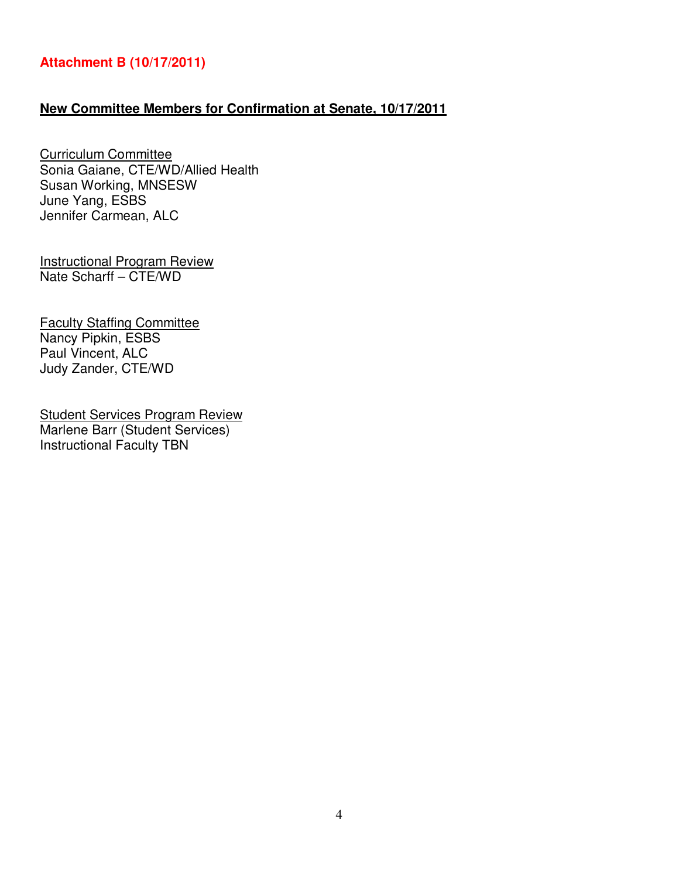**Attachment B (10/17/2011)**

## New Committee Members for Confirmation at Senate, 10/17/2011

Curriculum Committee
Sonia Gaiane, CTE/WD/Allied Health
Susan Working, MNSESW
June Yang, ESBS
Jennifer Carmean, ALC

Instructional Program Review
Nate Scharff – CTE/WD

Faculty Staffing Committee
Nancy Pipkin, ESBS
Paul Vincent, ALC
Judy Zander, CTE/WD

Student Services Program Review
Marlene Barr (Student Services)
Instructional Faculty TBN